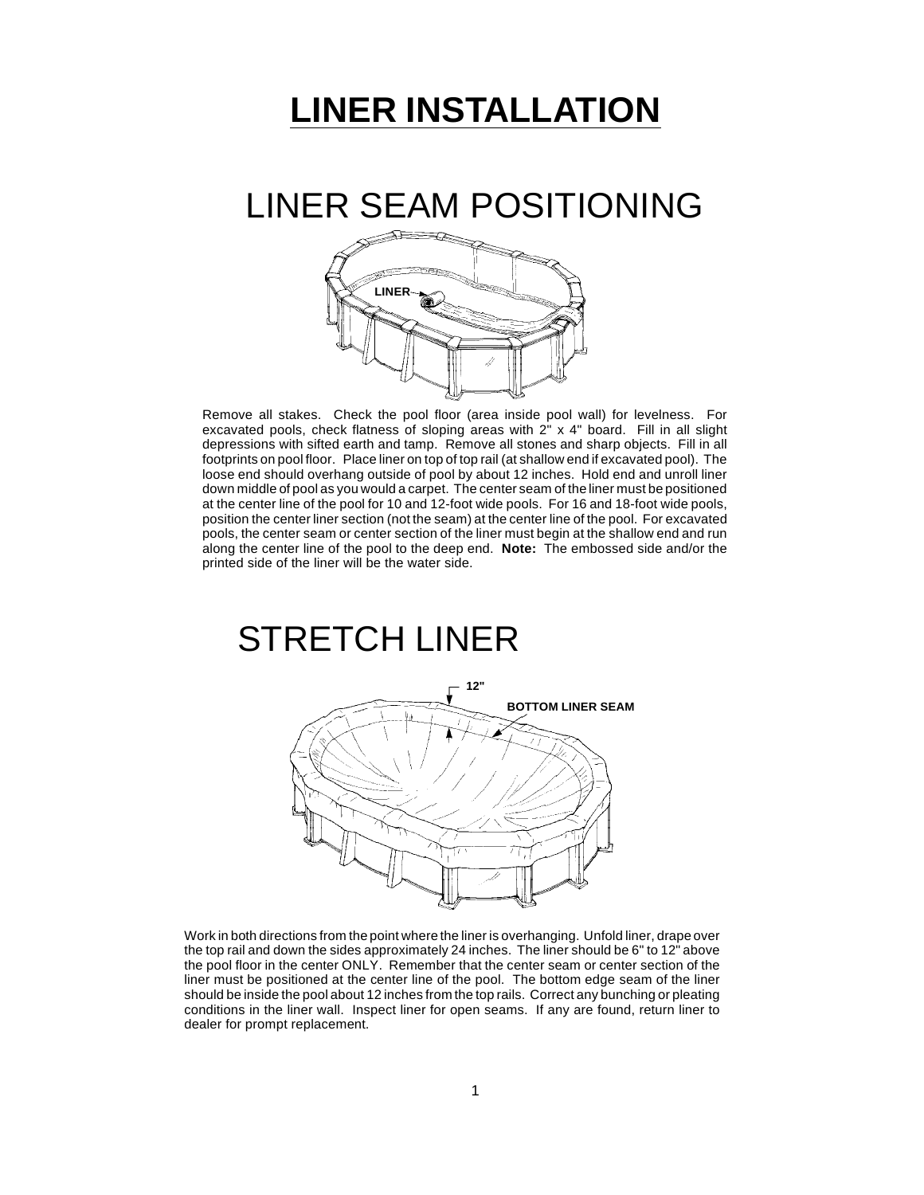# LINER INSTALLATION

## LINER SEAM POSITIONING

Remove all stakes. Check the pool floor (area inside pool wall) for levelness. For excavated pools, check flatness of sloping areas with 2" x 4" board. Fill in all slight depressions with sifted earth and tamp. Remove all stones and sharp objects. Fill in all footprints on pool floor. Place liner on top of top rail (at shallow end if excavated pool). The loose end should overhang outside of pool by about 12 inches. Hold end and unroll liner down middle of pool as you would a carpet. The center seam of the liner must be positioned at the center line of the pool for 10 and 12-foot wide pools. For 16 and 18-foot wide pools, position the center liner section (not the seam) at the center line of the pool. For excavated pools, the center seam or center section of the liner must begin at the shallow end and run along the center line of the pool to the deep end. **Note:** The embossed side and/or the printed side of the liner will be the water side.

## STRETCH LINER

Work in both directions from the point where the liner is overhanging. Unfold liner, drape over the top rail and down the sides approximately 24 inches. The liner should be 6" to 12" above the pool floor in the center ONLY. Remember that the center seam or center section of the liner must be positioned at the center line of the pool. The bottom edge seam of the liner should be inside the pool about 12 inches from the top rails. Correct any bunching or pleating conditions in the liner wall. Inspect liner for open seams. If any are found, return liner to dealer for prompt replacement.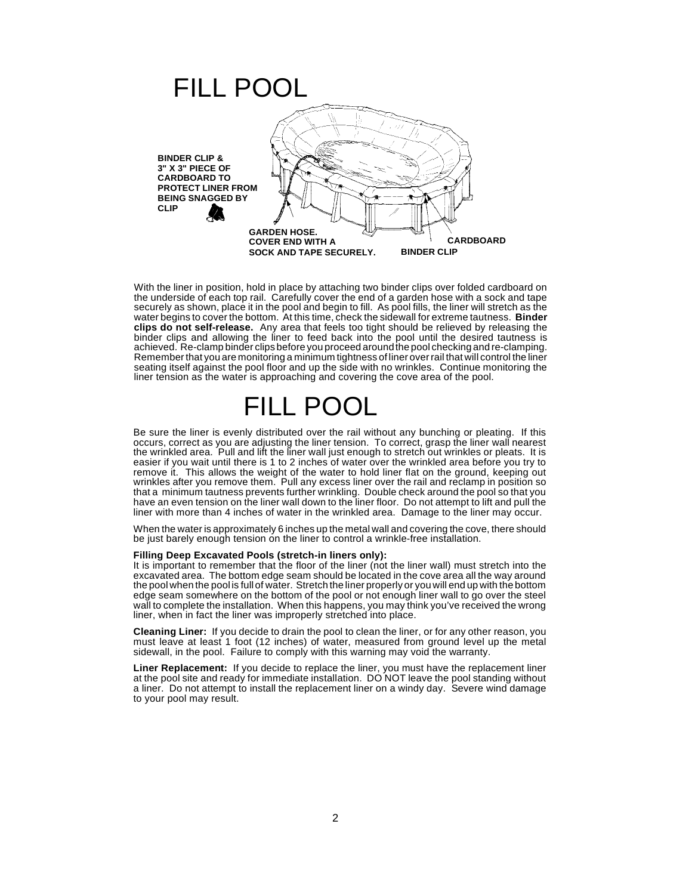# FILL POOL

BINDER CLIP & 3" X 3" PIECE OF CARDBOARD TO PROTECT LINER FROM BEING SNAGGED BY CLIP

GARDEN HOSE. COVER END WITH A SOCK AND TAPE SECURELY.

CARDBOARD

BINDER CLIP

With the liner in position, hold in place by attaching two binder clips over folded cardboard on the underside of each top rail. Carefully cover the end of a garden hose with a sock and tape securely as shown, place it in the pool and begin to fill. As pool fills, the liner will stretch as the water begins to cover the bottom. At this time, check the sidewall for extreme tautness. **Binder clips do not self-release.** Any area that feels too tight should be relieved by releasing the binder clips and allowing the liner to feed back into the pool until the desired tautness is achieved. Re-clamp binder clips before you proceed around the pool checking and re-clamping. Remember that you are monitoring a minimum tightness of liner over rail that will control the liner seating itself against the pool floor and up the side with no wrinkles. Continue monitoring the liner tension as the water is approaching and covering the cove area of the pool.

# FILL POOL

Be sure the liner is evenly distributed over the rail without any bunching or pleating. If this occurs, correct as you are adjusting the liner tension. To correct, grasp the liner wall nearest the wrinkled area. Pull and lift the liner wall just enough to stretch out wrinkles or pleats. It is easier if you wait until there is 1 to 2 inches of water over the wrinkled area before you try to remove it. This allows the weight of the water to hold liner flat on the ground, keeping out wrinkles after you remove them. Pull any excess liner over the rail and reclamp in position so that a minimum tautness prevents further wrinkling. Double check around the pool so that you have an even tension on the liner wall down to the liner floor. Do not attempt to lift and pull the liner with more than 4 inches of water in the wrinkled area. Damage to the liner may occur.

When the water is approximately 6 inches up the metal wall and covering the cove, there should be just barely enough tension on the liner to control a wrinkle-free installation.

**Filling Deep Excavated Pools (stretch-in liners only):**
It is important to remember that the floor of the liner (not the liner wall) must stretch into the excavated area. The bottom edge seam should be located in the cove area all the way around the pool when the pool is full of water. Stretch the liner properly or you will end up with the bottom edge seam somewhere on the bottom of the pool or not enough liner wall to go over the steel wall to complete the installation. When this happens, you may think you've received the wrong liner, when in fact the liner was improperly stretched into place.

**Cleaning Liner:** If you decide to drain the pool to clean the liner, or for any other reason, you must leave at least 1 foot (12 inches) of water, measured from ground level up the metal sidewall, in the pool. Failure to comply with this warning may void the warranty.

**Liner Replacement:** If you decide to replace the liner, you must have the replacement liner at the pool site and ready for immediate installation. DO NOT leave the pool standing without a liner. Do not attempt to install the replacement liner on a windy day. Severe wind damage to your pool may result.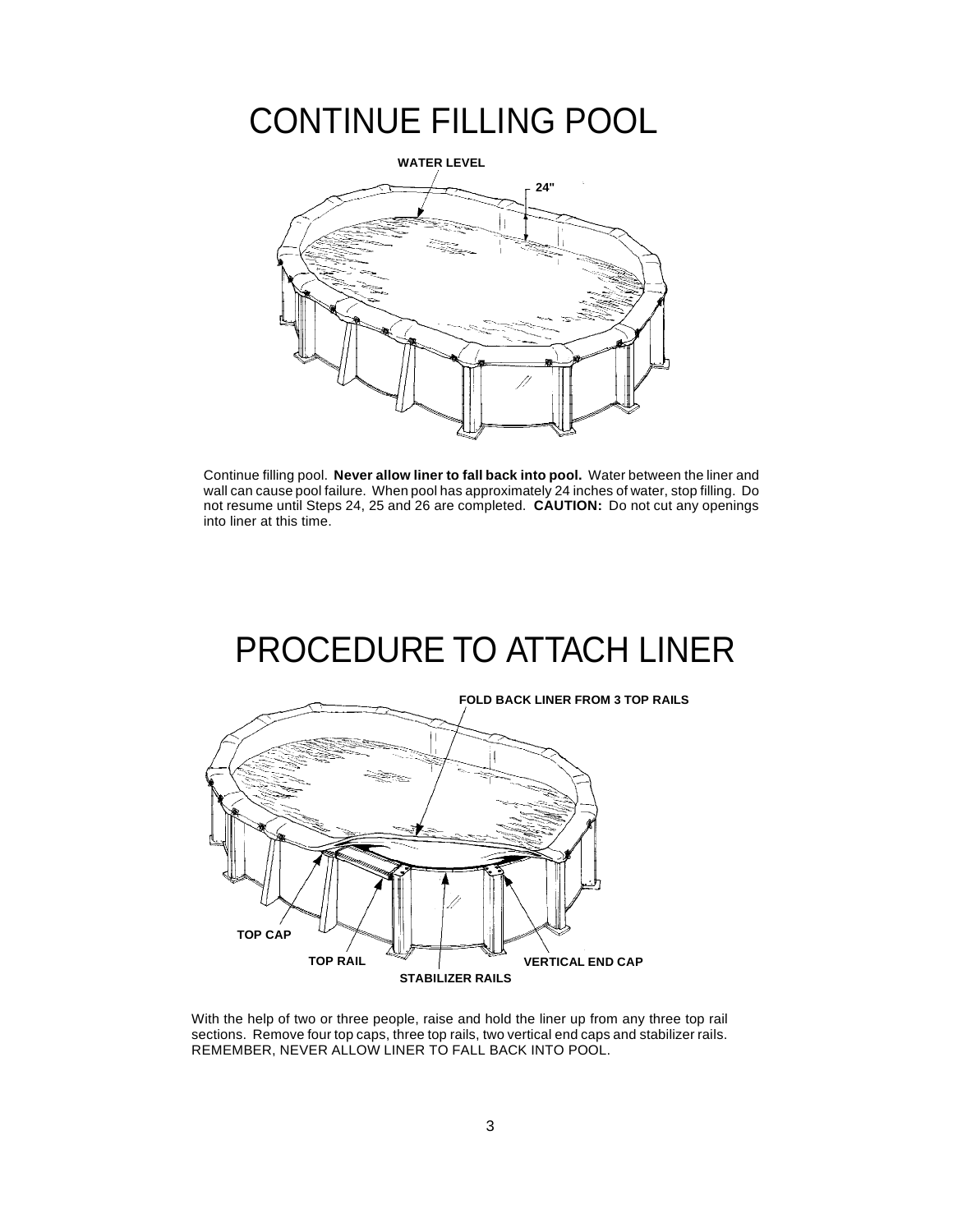# CONTINUE FILLING POOL

WATER LEVEL

24"

Continue filling pool. **Never allow liner to fall back into pool.** Water between the liner and wall can cause pool failure. When pool has approximately 24 inches of water, stop filling. Do not resume until Steps 24, 25 and 26 are completed. **CAUTION:** Do not cut any openings into liner at this time.

# PROCEDURE TO ATTACH LINER

FOLD BACK LINER FROM 3 TOP RAILS

TOP CAP

TOP RAIL

STABILIZER RAILS

VERTICAL END CAP

With the help of two or three people, raise and hold the liner up from any three top rail sections. Remove four top caps, three top rails, two vertical end caps and stabilizer rails. REMEMBER, NEVER ALLOW LINER TO FALL BACK INTO POOL.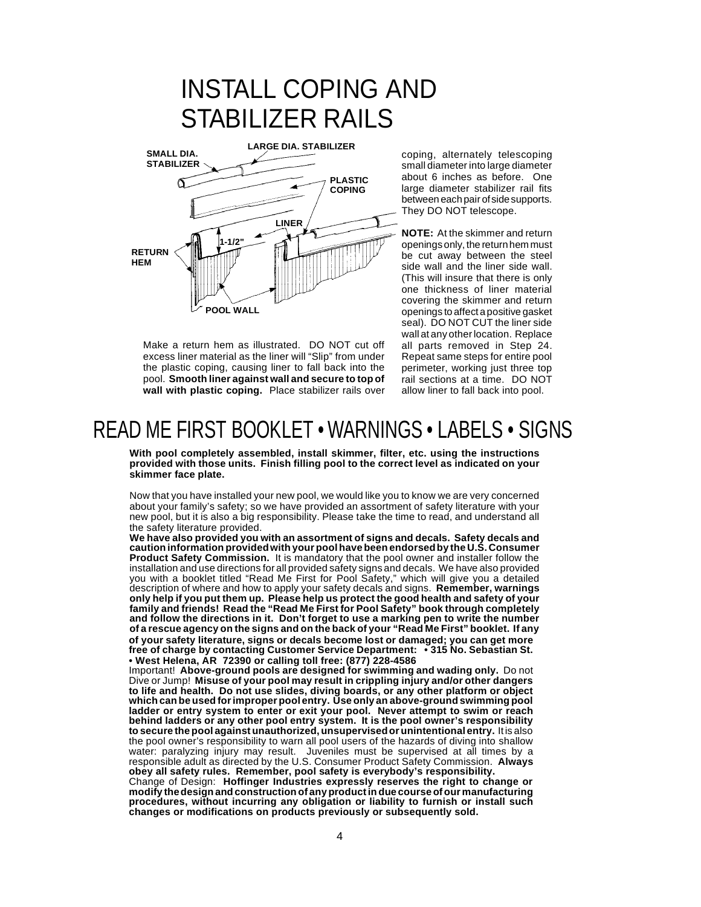# INSTALL COPING AND STABILIZER RAILS

SMALL DIA. STABILIZER

LARGE DIA. STABILIZER

PLASTIC COPING

LINER

1-1/2"

RETURN HEM

POOL WALL

Make a return hem as illustrated. DO NOT cut off excess liner material as the liner will "Slip" from under the plastic coping, causing liner to fall back into the pool. **Smooth liner against wall and secure to top of wall with plastic coping.** Place stabilizer rails over coping, alternately telescoping small diameter into large diameter about 6 inches as before. One large diameter stabilizer rail fits between each pair of side supports. They DO NOT telescope.

**NOTE:** At the skimmer and return openings only, the return hem must be cut away between the steel side wall and the liner side wall. (This will insure that there is only one thickness of liner material covering the skimmer and return openings to affect a positive gasket seal). DO NOT CUT the liner side wall at any other location. Replace all parts removed in Step 24. Repeat same steps for entire pool perimeter, working just three top rail sections at a time. DO NOT allow liner to fall back into pool.

# READ ME FIRST BOOKLET • WARNINGS • LABELS • SIGNS

**With pool completely assembled, install skimmer, filter, etc. using the instructions provided with those units. Finish filling pool to the correct level as indicated on your skimmer face plate.**

Now that you have installed your new pool, we would like you to know we are very concerned about your family's safety; so we have provided an assortment of safety literature with your new pool, but it is also a big responsibility. Please take the time to read, and understand all the safety literature provided.
**We have also provided you with an assortment of signs and decals. Safety decals and caution information provided with your pool have been endorsed by the U.S. Consumer Product Safety Commission.** It is mandatory that the pool owner and installer follow the installation and use directions for all provided safety signs and decals. We have also provided you with a booklet titled "Read Me First for Pool Safety," which will give you a detailed description of where and how to apply your safety decals and signs. **Remember, warnings only help if you put them up. Please help us protect the good health and safety of your family and friends! Read the "Read Me First for Pool Safety" book through completely and follow the directions in it. Don't forget to use a marking pen to write the number of a rescue agency on the signs and on the back of your "Read Me First" booklet. If any of your safety literature, signs or decals become lost or damaged; you can get more free of charge by contacting Customer Service Department: • 315 No. Sebastian St. • West Helena, AR 72390 or calling toll free: (877) 228-4586**
Important! **Above-ground pools are designed for swimming and wading only.** Do not Dive or Jump! **Misuse of your pool may result in crippling injury and/or other dangers to life and health. Do not use slides, diving boards, or any other platform or object which can be used for improper pool entry. Use only an above-ground swimming pool ladder or entry system to enter or exit your pool. Never attempt to swim or reach behind ladders or any other pool entry system. It is the pool owner's responsibility to secure the pool against unauthorized, unsupervised or unintentional entry.** It is also the pool owner's responsibility to warn all pool users of the hazards of diving into shallow water: paralyzing injury may result. Juveniles must be supervised at all times by a responsible adult as directed by the U.S. Consumer Product Safety Commission. **Always obey all safety rules. Remember, pool safety is everybody's responsibility.**
Change of Design: **Hoffinger Industries expressly reserves the right to change or modify the design and construction of any product in due course of our manufacturing procedures, without incurring any obligation or liability to furnish or install such changes or modifications on products previously or subsequently sold.**